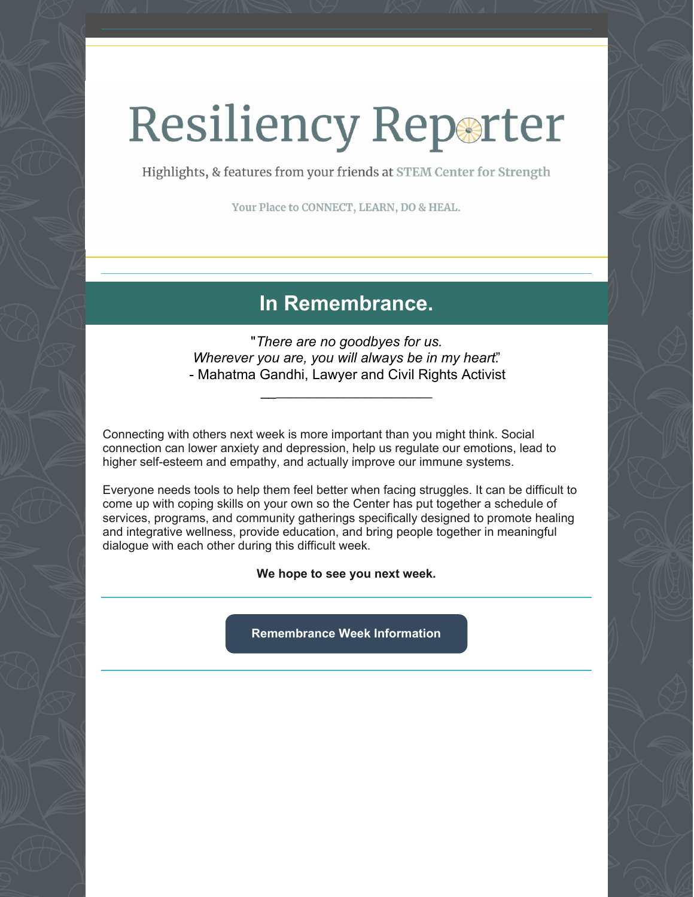# Resiliency Reporter

Highlights, & features from your friends at STEM Center for Strength

Your Place to CONNECT, LEARN, DO & HEAL.

---

## In Remembrance.

"*There are no goodbyes for us.*
*Wherever you are, you will always be in my heart.*"
- Mahatma Gandhi, Lawyer and Civil Rights Activist

---

Connecting with others next week is more important than you might think. Social connection can lower anxiety and depression, help us regulate our emotions, lead to higher self-esteem and empathy, and actually improve our immune systems.

Everyone needs tools to help them feel better when facing struggles. It can be difficult to come up with coping skills on your own so the Center has put together a schedule of services, programs, and community gatherings specifically designed to promote healing and integrative wellness, provide education, and bring people together in meaningful dialogue with each other during this difficult week.

**We hope to see you next week.**

---

**Remembrance Week Information**

---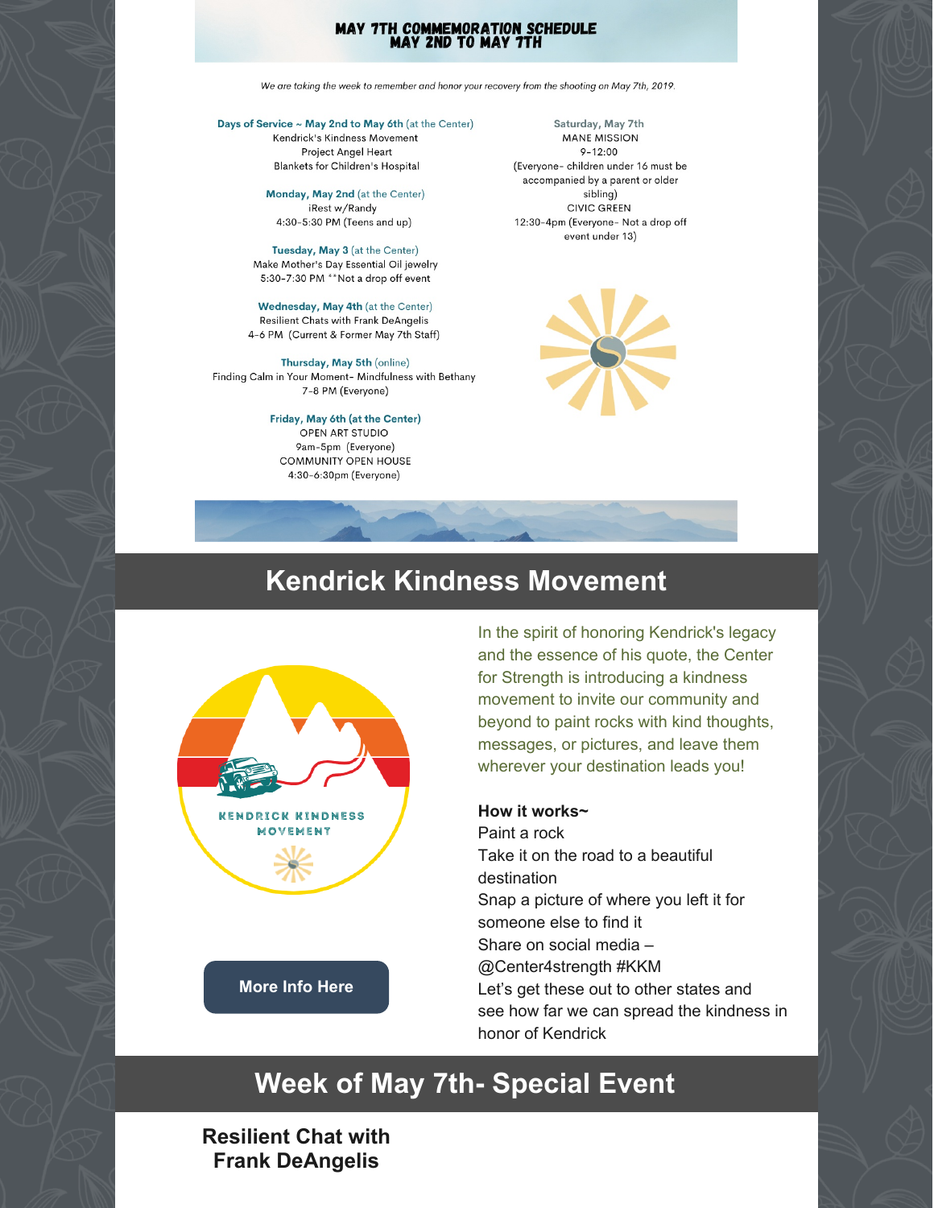# MAY 7TH COMMEMORATION SCHEDULE
## MAY 2ND TO MAY 7TH

*We are taking the week to remember and honor your recovery from the shooting on May 7th, 2019.*

**Days of Service ~ May 2nd to May 6th** (at the Center)
Kendrick's Kindness Movement
Project Angel Heart
Blankets for Children's Hospital

**Monday, May 2nd** (at the Center)
iRest w/Randy
4:30-5:30 PM (Teens and up)

**Tuesday, May 3** (at the Center)
Make Mother's Day Essential Oil jewelry
5:30-7:30 PM **Not a drop off event

**Wednesday, May 4th** (at the Center)
Resilient Chats with Frank DeAngelis
4-6 PM (Current & Former May 7th Staff)

**Thursday, May 5th** (online)
Finding Calm in Your Moment- Mindfulness with Bethany
7-8 PM (Everyone)

**Friday, May 6th (at the Center)**
OPEN ART STUDIO
9am-5pm (Everyone)
COMMUNITY OPEN HOUSE
4:30-6:30pm (Everyone)

**Saturday, May 7th**
MANE MISSION
9-12:00
(Everyone- children under 16 must be accompanied by a parent or older sibling)
CIVIC GREEN
12:30-4pm (Everyone- Not a drop off event under 13)

## Kendrick Kindness Movement

KENDRICK KINDNESS MOVEMENT

More Info Here

In the spirit of honoring Kendrick's legacy and the essence of his quote, the Center for Strength is introducing a kindness movement to invite our community and beyond to paint rocks with kind thoughts, messages, or pictures, and leave them wherever your destination leads you!

**How it works~**
Paint a rock
Take it on the road to a beautiful destination
Snap a picture of where you left it for someone else to find it
Share on social media – @Center4strength #KKM
Let's get these out to other states and see how far we can spread the kindness in honor of Kendrick

## Week of May 7th- Special Event

### Resilient Chat with Frank DeAngelis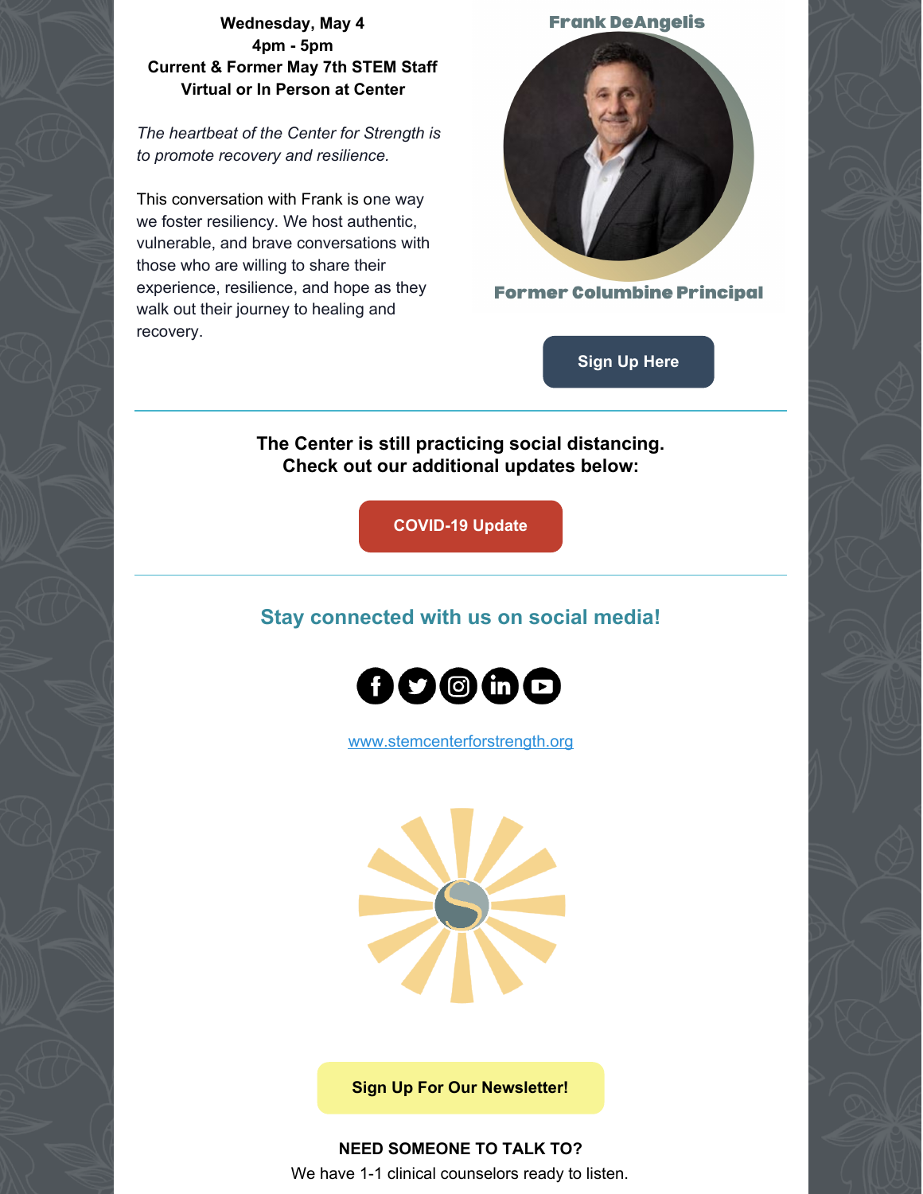**Wednesday, May 4**
**4pm - 5pm**
**Current & Former May 7th STEM Staff**
**Virtual or In Person at Center**

*The heartbeat of the Center for Strength is to promote recovery and resilience.*

This conversation with Frank is one way we foster resiliency. We host authentic, vulnerable, and brave conversations with those who are willing to share their experience, resilience, and hope as they walk out their journey to healing and recovery.

**Frank DeAngelis**

**Former Columbine Principal**

**Sign Up Here**

---

**The Center is still practicing social distancing.**
**Check out our additional updates below:**

**COVID-19 Update**

---

## Stay connected with us on social media!

www.stemcenterforstrength.org

**Sign Up For Our Newsletter!**

**NEED SOMEONE TO TALK TO?**

We have 1-1 clinical counselors ready to listen.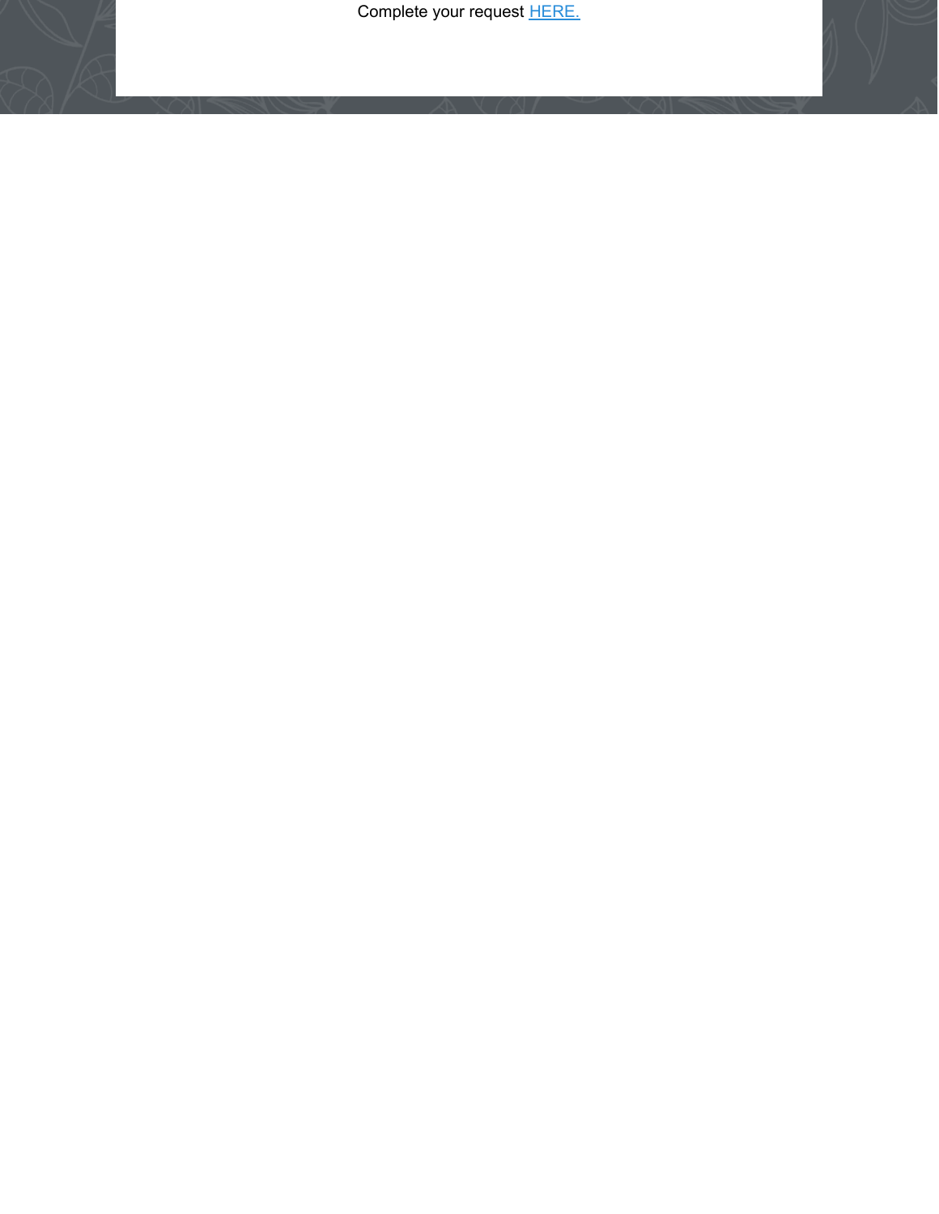Complete your request HERE.